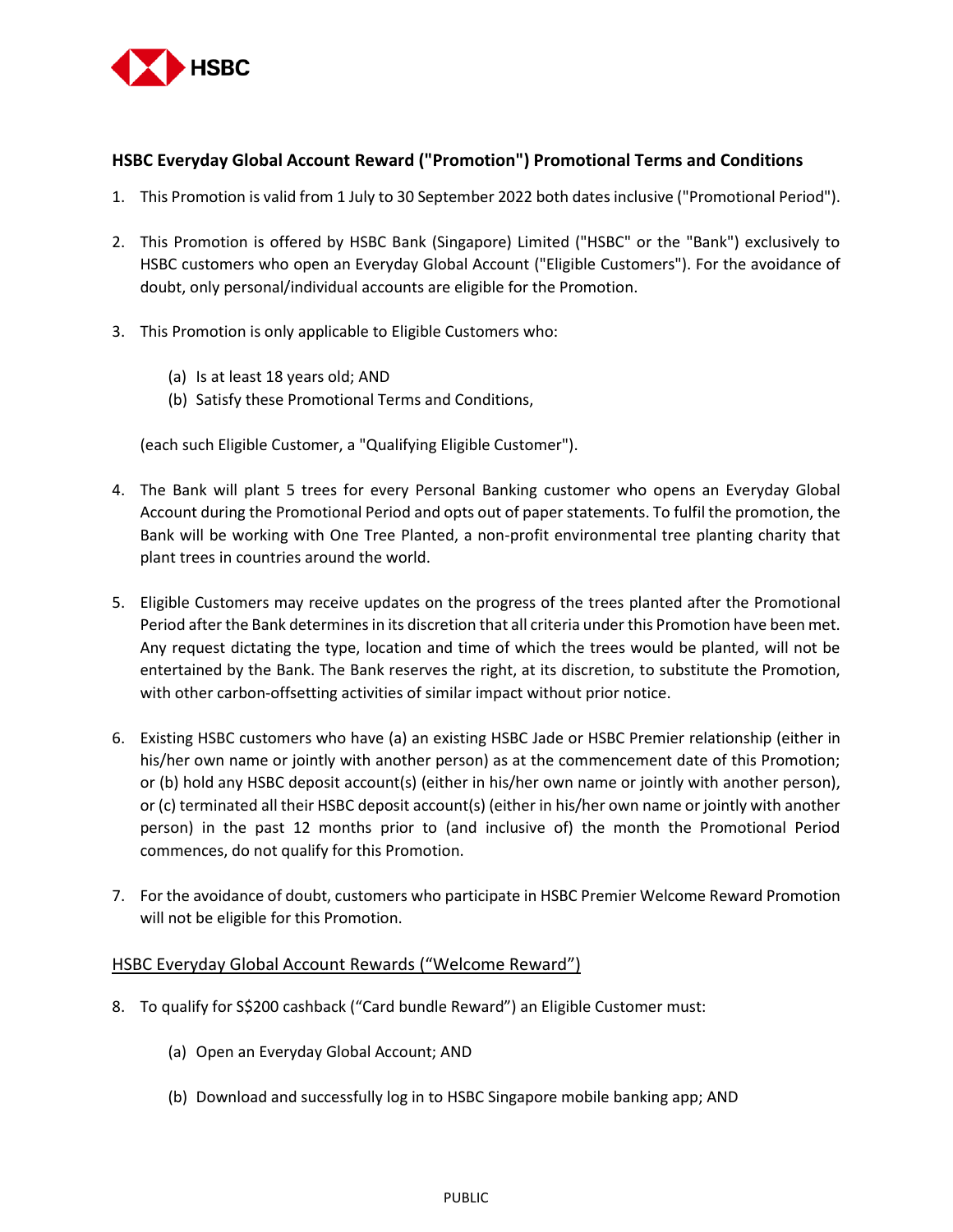**HSBC Everyday Global Account Reward ("Promotion") Promotional Terms and Conditions**

1. This Promotion is valid from 1 July to 30 September 2022 both dates inclusive ("Promotional Period").

2. This Promotion is offered by HSBC Bank (Singapore) Limited ("HSBC" or the "Bank") exclusively to HSBC customers who open an Everyday Global Account ("Eligible Customers"). For the avoidance of doubt, only personal/individual accounts are eligible for the Promotion.

3. This Promotion is only applicable to Eligible Customers who:

   (a) Is at least 18 years old; AND
   (b) Satisfy these Promotional Terms and Conditions,

   (each such Eligible Customer, a "Qualifying Eligible Customer").

4. The Bank will plant 5 trees for every Personal Banking customer who opens an Everyday Global Account during the Promotional Period and opts out of paper statements. To fulfil the promotion, the Bank will be working with One Tree Planted, a non-profit environmental tree planting charity that plant trees in countries around the world.

5. Eligible Customers may receive updates on the progress of the trees planted after the Promotional Period after the Bank determines in its discretion that all criteria under this Promotion have been met. Any request dictating the type, location and time of which the trees would be planted, will not be entertained by the Bank. The Bank reserves the right, at its discretion, to substitute the Promotion, with other carbon-offsetting activities of similar impact without prior notice.

6. Existing HSBC customers who have (a) an existing HSBC Jade or HSBC Premier relationship (either in his/her own name or jointly with another person) as at the commencement date of this Promotion; or (b) hold any HSBC deposit account(s) (either in his/her own name or jointly with another person), or (c) terminated all their HSBC deposit account(s) (either in his/her own name or jointly with another person) in the past 12 months prior to (and inclusive of) the month the Promotional Period commences, do not qualify for this Promotion.

7. For the avoidance of doubt, customers who participate in HSBC Premier Welcome Reward Promotion will not be eligible for this Promotion.

<u>HSBC Everyday Global Account Rewards (“Welcome Reward”)</u>

8. To qualify for S$200 cashback (“Card bundle Reward”) an Eligible Customer must:

   (a) Open an Everyday Global Account; AND

   (b) Download and successfully log in to HSBC Singapore mobile banking app; AND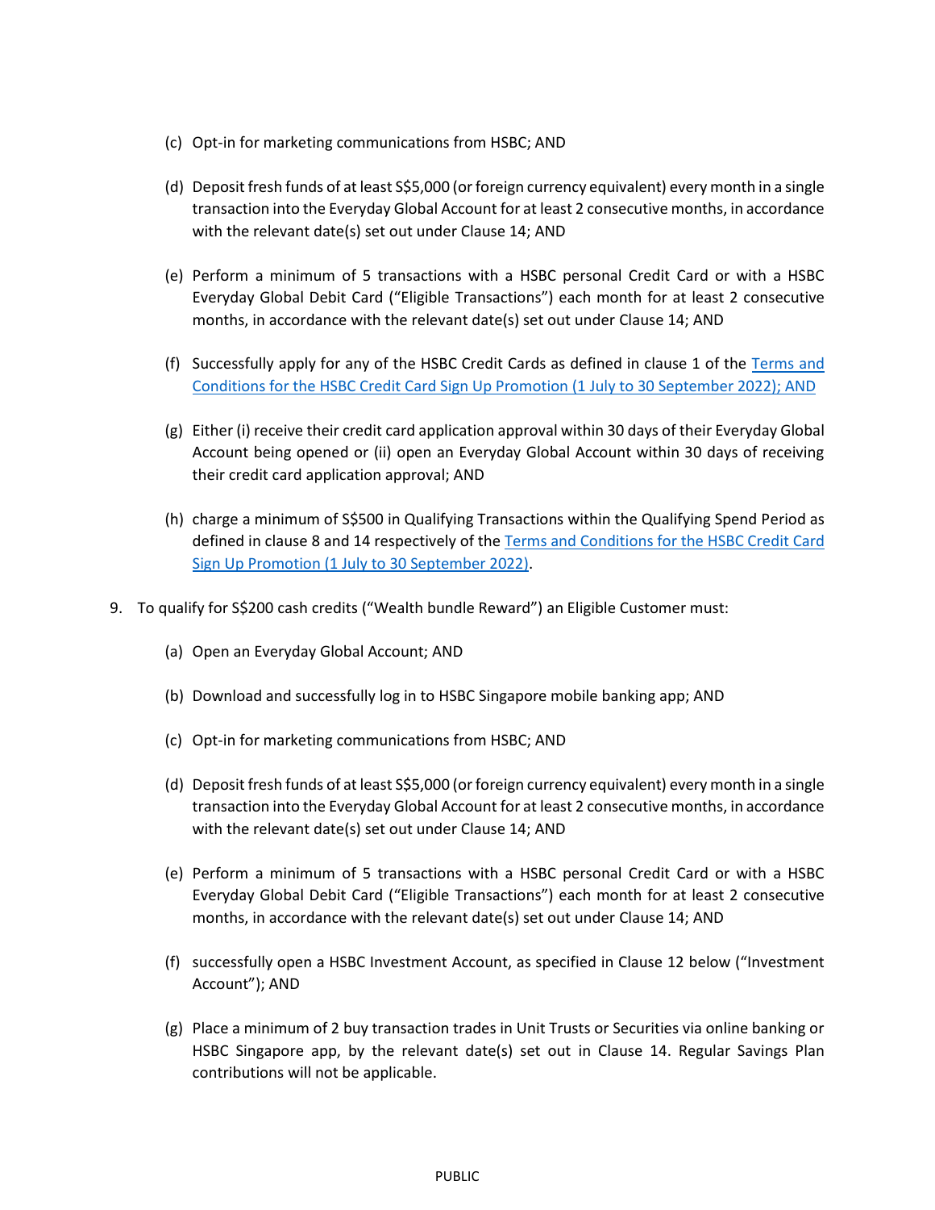(c) Opt-in for marketing communications from HSBC; AND

(d) Deposit fresh funds of at least S$5,000 (or foreign currency equivalent) every month in a single transaction into the Everyday Global Account for at least 2 consecutive months, in accordance with the relevant date(s) set out under Clause 14; AND

(e) Perform a minimum of 5 transactions with a HSBC personal Credit Card or with a HSBC Everyday Global Debit Card ("Eligible Transactions") each month for at least 2 consecutive months, in accordance with the relevant date(s) set out under Clause 14; AND

(f) Successfully apply for any of the HSBC Credit Cards as defined in clause 1 of the [Terms and Conditions for the HSBC Credit Card Sign Up Promotion (1 July to 30 September 2022); AND]

(g) Either (i) receive their credit card application approval within 30 days of their Everyday Global Account being opened or (ii) open an Everyday Global Account within 30 days of receiving their credit card application approval; AND

(h) charge a minimum of S$500 in Qualifying Transactions within the Qualifying Spend Period as defined in clause 8 and 14 respectively of the [Terms and Conditions for the HSBC Credit Card Sign Up Promotion (1 July to 30 September 2022)].

9. To qualify for S$200 cash credits ("Wealth bundle Reward") an Eligible Customer must:

   (a) Open an Everyday Global Account; AND

   (b) Download and successfully log in to HSBC Singapore mobile banking app; AND

   (c) Opt-in for marketing communications from HSBC; AND

   (d) Deposit fresh funds of at least S$5,000 (or foreign currency equivalent) every month in a single transaction into the Everyday Global Account for at least 2 consecutive months, in accordance with the relevant date(s) set out under Clause 14; AND

   (e) Perform a minimum of 5 transactions with a HSBC personal Credit Card or with a HSBC Everyday Global Debit Card ("Eligible Transactions") each month for at least 2 consecutive months, in accordance with the relevant date(s) set out under Clause 14; AND

   (f) successfully open a HSBC Investment Account, as specified in Clause 12 below ("Investment Account"); AND

   (g) Place a minimum of 2 buy transaction trades in Unit Trusts or Securities via online banking or HSBC Singapore app, by the relevant date(s) set out in Clause 14. Regular Savings Plan contributions will not be applicable.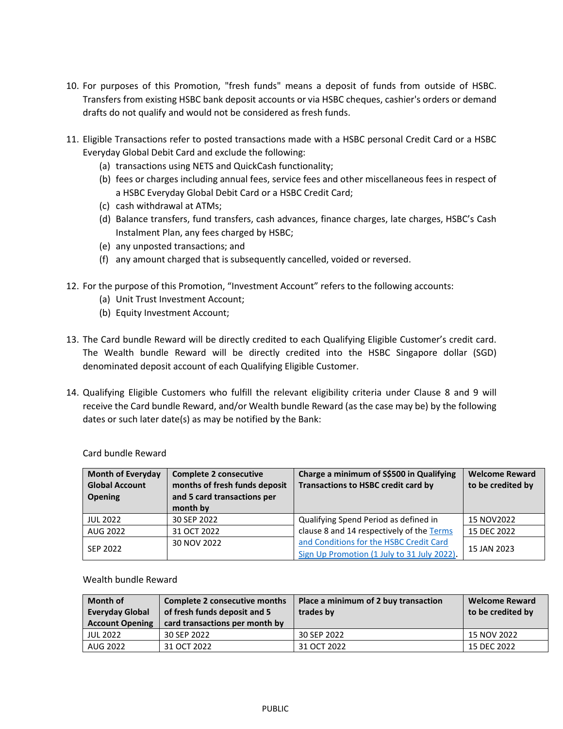10. For purposes of this Promotion, "fresh funds" means a deposit of funds from outside of HSBC. Transfers from existing HSBC bank deposit accounts or via HSBC cheques, cashier's orders or demand drafts do not qualify and would not be considered as fresh funds.

11. Eligible Transactions refer to posted transactions made with a HSBC personal Credit Card or a HSBC Everyday Global Debit Card and exclude the following:
    (a) transactions using NETS and QuickCash functionality;
    (b) fees or charges including annual fees, service fees and other miscellaneous fees in respect of a HSBC Everyday Global Debit Card or a HSBC Credit Card;
    (c) cash withdrawal at ATMs;
    (d) Balance transfers, fund transfers, cash advances, finance charges, late charges, HSBC's Cash Instalment Plan, any fees charged by HSBC;
    (e) any unposted transactions; and
    (f) any amount charged that is subsequently cancelled, voided or reversed.

12. For the purpose of this Promotion, "Investment Account" refers to the following accounts:
    (a) Unit Trust Investment Account;
    (b) Equity Investment Account;

13. The Card bundle Reward will be directly credited to each Qualifying Eligible Customer's credit card. The Wealth bundle Reward will be directly credited into the HSBC Singapore dollar (SGD) denominated deposit account of each Qualifying Eligible Customer.

14. Qualifying Eligible Customers who fulfill the relevant eligibility criteria under Clause 8 and 9 will receive the Card bundle Reward, and/or Wealth bundle Reward (as the case may be) by the following dates or such later date(s) as may be notified by the Bank:

Card bundle Reward

| Month of Everyday Global Account Opening | Complete 2 consecutive months of fresh funds deposit and 5 card transactions per month by | Charge a minimum of S$500 in Qualifying Transactions to HSBC credit card by | Welcome Reward to be credited by |
|---|---|---|---|
| JUL 2022 | 30 SEP 2022 | Qualifying Spend Period as defined in clause 8 and 14 respectively of the [Terms and Conditions for the HSBC Credit Card Sign Up Promotion (1 July to 31 July 2022)](). | 15 NOV2022 |
| AUG 2022 | 31 OCT 2022 | | 15 DEC 2022 |
| SEP 2022 | 30 NOV 2022 | | 15 JAN 2023 |

Wealth bundle Reward

| Month of Everyday Global Account Opening | Complete 2 consecutive months of fresh funds deposit and 5 card transactions per month by | Place a minimum of 2 buy transaction trades by | Welcome Reward to be credited by |
|---|---|---|---|
| JUL 2022 | 30 SEP 2022 | 30 SEP 2022 | 15 NOV 2022 |
| AUG 2022 | 31 OCT 2022 | 31 OCT 2022 | 15 DEC 2022 |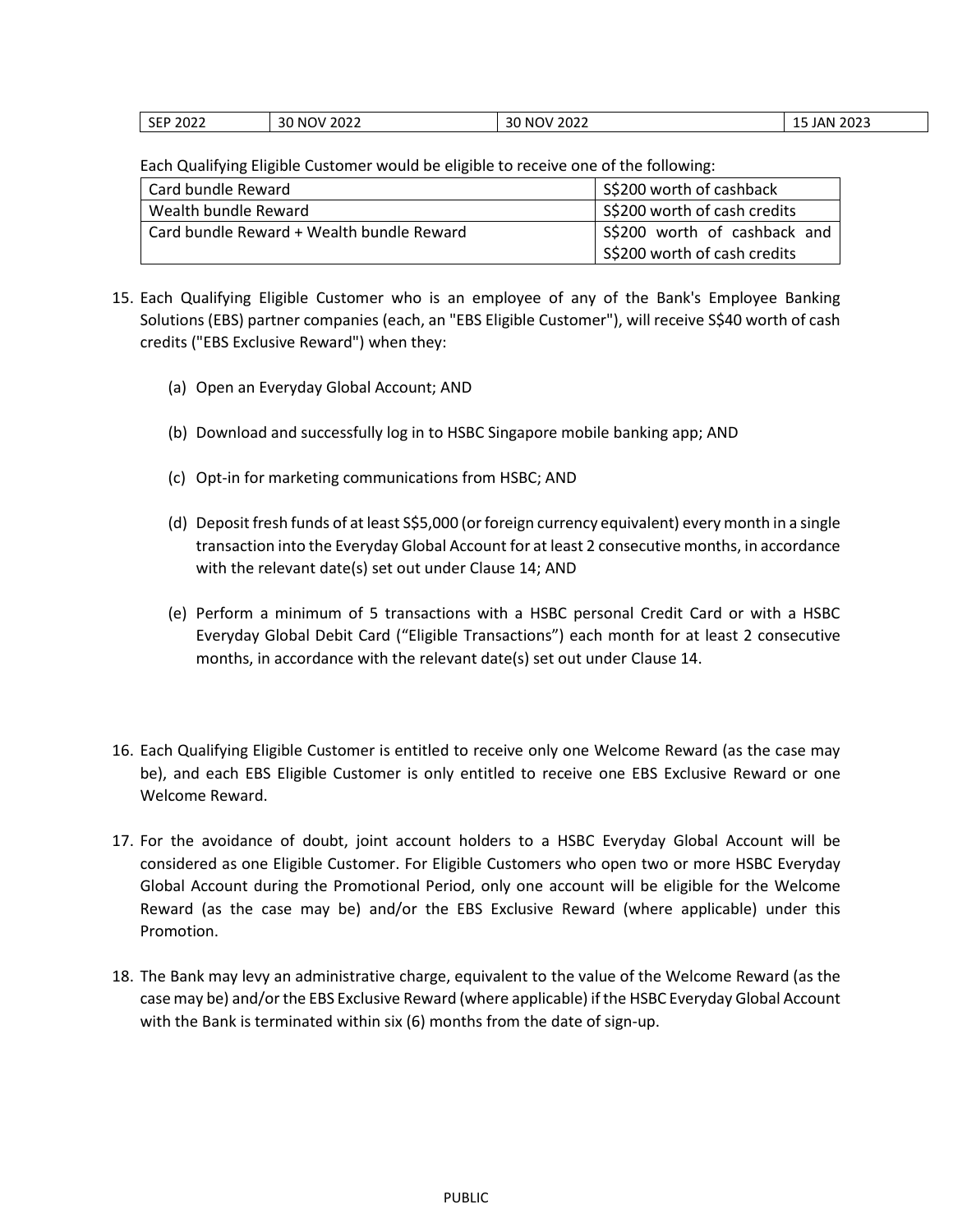| SEP 2022 | 30 NOV 2022 | 30 NOV 2022 | 15 JAN 2023 |
|---|---|---|---|

Each Qualifying Eligible Customer would be eligible to receive one of the following:

| Card bundle Reward | S$200 worth of cashback |
|---|---|
| Wealth bundle Reward | S$200 worth of cash credits |
| Card bundle Reward + Wealth bundle Reward | S$200 worth of cashback and S$200 worth of cash credits |

15. Each Qualifying Eligible Customer who is an employee of any of the Bank's Employee Banking Solutions (EBS) partner companies (each, an "EBS Eligible Customer"), will receive S$40 worth of cash credits ("EBS Exclusive Reward") when they:

    (a) Open an Everyday Global Account; AND

    (b) Download and successfully log in to HSBC Singapore mobile banking app; AND

    (c) Opt-in for marketing communications from HSBC; AND

    (d) Deposit fresh funds of at least S$5,000 (or foreign currency equivalent) every month in a single transaction into the Everyday Global Account for at least 2 consecutive months, in accordance with the relevant date(s) set out under Clause 14; AND

    (e) Perform a minimum of 5 transactions with a HSBC personal Credit Card or with a HSBC Everyday Global Debit Card ("Eligible Transactions") each month for at least 2 consecutive months, in accordance with the relevant date(s) set out under Clause 14.

16. Each Qualifying Eligible Customer is entitled to receive only one Welcome Reward (as the case may be), and each EBS Eligible Customer is only entitled to receive one EBS Exclusive Reward or one Welcome Reward.

17. For the avoidance of doubt, joint account holders to a HSBC Everyday Global Account will be considered as one Eligible Customer. For Eligible Customers who open two or more HSBC Everyday Global Account during the Promotional Period, only one account will be eligible for the Welcome Reward (as the case may be) and/or the EBS Exclusive Reward (where applicable) under this Promotion.

18. The Bank may levy an administrative charge, equivalent to the value of the Welcome Reward (as the case may be) and/or the EBS Exclusive Reward (where applicable) if the HSBC Everyday Global Account with the Bank is terminated within six (6) months from the date of sign-up.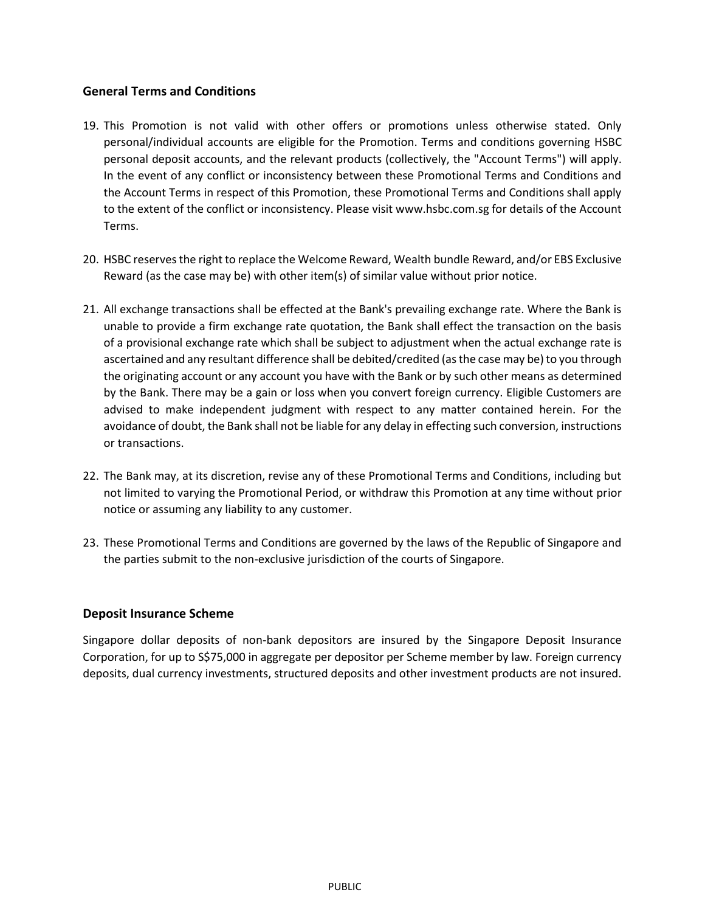## General Terms and Conditions

19. This Promotion is not valid with other offers or promotions unless otherwise stated. Only personal/individual accounts are eligible for the Promotion. Terms and conditions governing HSBC personal deposit accounts, and the relevant products (collectively, the "Account Terms") will apply. In the event of any conflict or inconsistency between these Promotional Terms and Conditions and the Account Terms in respect of this Promotion, these Promotional Terms and Conditions shall apply to the extent of the conflict or inconsistency. Please visit www.hsbc.com.sg for details of the Account Terms.

20. HSBC reserves the right to replace the Welcome Reward, Wealth bundle Reward, and/or EBS Exclusive Reward (as the case may be) with other item(s) of similar value without prior notice.

21. All exchange transactions shall be effected at the Bank's prevailing exchange rate. Where the Bank is unable to provide a firm exchange rate quotation, the Bank shall effect the transaction on the basis of a provisional exchange rate which shall be subject to adjustment when the actual exchange rate is ascertained and any resultant difference shall be debited/credited (as the case may be) to you through the originating account or any account you have with the Bank or by such other means as determined by the Bank. There may be a gain or loss when you convert foreign currency. Eligible Customers are advised to make independent judgment with respect to any matter contained herein. For the avoidance of doubt, the Bank shall not be liable for any delay in effecting such conversion, instructions or transactions.

22. The Bank may, at its discretion, revise any of these Promotional Terms and Conditions, including but not limited to varying the Promotional Period, or withdraw this Promotion at any time without prior notice or assuming any liability to any customer.

23. These Promotional Terms and Conditions are governed by the laws of the Republic of Singapore and the parties submit to the non-exclusive jurisdiction of the courts of Singapore.

## Deposit Insurance Scheme

Singapore dollar deposits of non-bank depositors are insured by the Singapore Deposit Insurance Corporation, for up to S$75,000 in aggregate per depositor per Scheme member by law. Foreign currency deposits, dual currency investments, structured deposits and other investment products are not insured.

PUBLIC